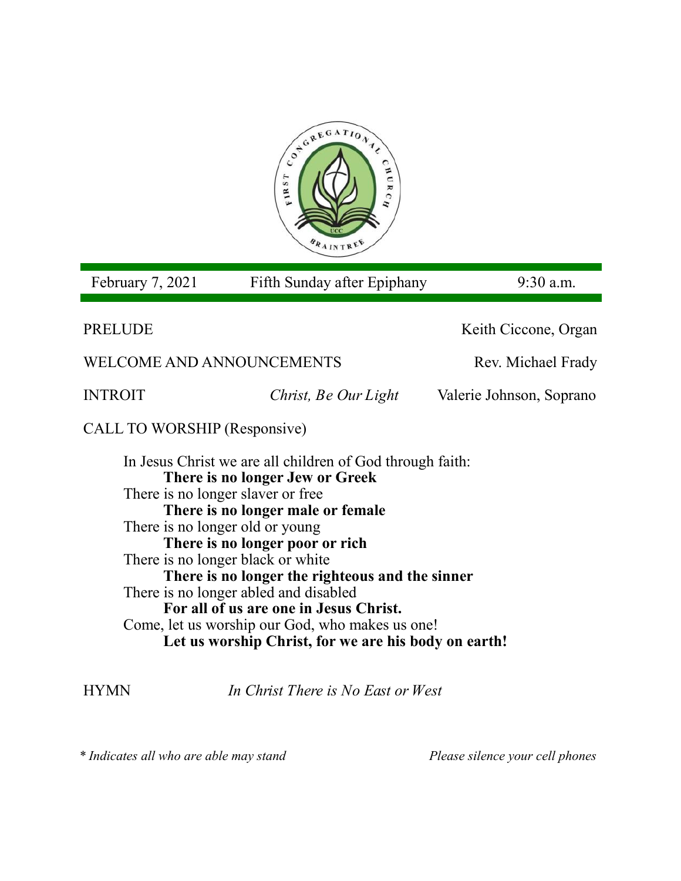First Congregational Church, Braintree, UCC

February 7, 2021 | Fifth Sunday after Epiphany | 9:30 a.m.

PRELUDE — Keith Ciccone, Organ

WELCOME AND ANNOUNCEMENTS — Rev. Michael Frady

INTROIT — *Christ, Be Our Light* — Valerie Johnson, Soprano

CALL TO WORSHIP (Responsive)

In Jesus Christ we are all children of God through faith:
**There is no longer Jew or Greek**
There is no longer slaver or free
**There is no longer male or female**
There is no longer old or young
**There is no longer poor or rich**
There is no longer black or white
**There is no longer the righteous and the sinner**
There is no longer abled and disabled
**For all of us are one in Jesus Christ.**
Come, let us worship our God, who makes us one!
**Let us worship Christ, for we are his body on earth!**

HYMN — *In Christ There is No East or West*

*\* Indicates all who are able may stand* — *Please silence your cell phones*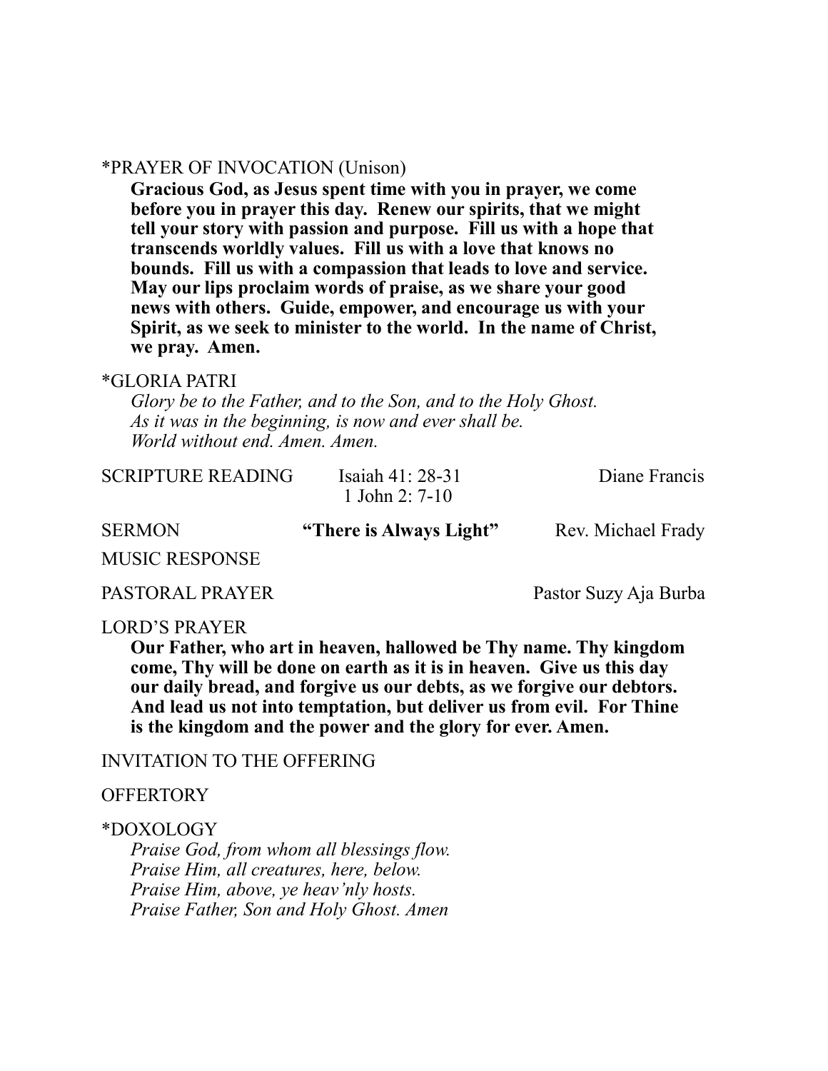\*PRAYER OF INVOCATION (Unison)

**Gracious God, as Jesus spent time with you in prayer, we come before you in prayer this day. Renew our spirits, that we might tell your story with passion and purpose. Fill us with a hope that transcends worldly values. Fill us with a love that knows no bounds. Fill us with a compassion that leads to love and service. May our lips proclaim words of praise, as we share your good news with others. Guide, empower, and encourage us with your Spirit, as we seek to minister to the world. In the name of Christ, we pray. Amen.**

\*GLORIA PATRI

*Glory be to the Father, and to the Son, and to the Holy Ghost.*
*As it was in the beginning, is now and ever shall be.*
*World without end. Amen. Amen.*

SCRIPTURE READING — Isaiah 41: 28-31, 1 John 2: 7-10 — Diane Francis

SERMON — **"There is Always Light"** — Rev. Michael Frady

MUSIC RESPONSE

PASTORAL PRAYER — Pastor Suzy Aja Burba

LORD'S PRAYER

**Our Father, who art in heaven, hallowed be Thy name. Thy kingdom come, Thy will be done on earth as it is in heaven. Give us this day our daily bread, and forgive us our debts, as we forgive our debtors. And lead us not into temptation, but deliver us from evil. For Thine is the kingdom and the power and the glory for ever. Amen.**

INVITATION TO THE OFFERING

OFFERTORY

\*DOXOLOGY

*Praise God, from whom all blessings flow.*
*Praise Him, all creatures, here, below.*
*Praise Him, above, ye heav'nly hosts.*
*Praise Father, Son and Holy Ghost. Amen*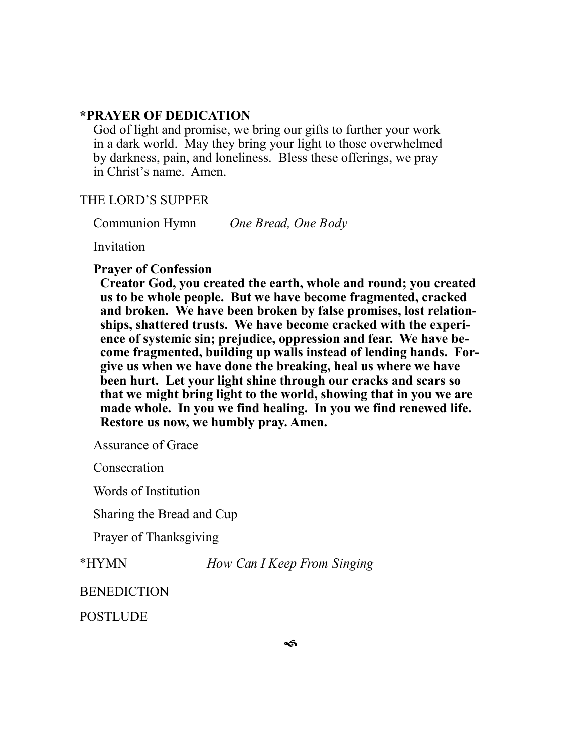**\*PRAYER OF DEDICATION**

God of light and promise, we bring our gifts to further your work in a dark world. May they bring your light to those overwhelmed by darkness, pain, and loneliness. Bless these offerings, we pray in Christ's name. Amen.

THE LORD'S SUPPER

Communion Hymn *One Bread, One Body*

Invitation

**Prayer of Confession**

**Creator God, you created the earth, whole and round; you created us to be whole people. But we have become fragmented, cracked and broken. We have been broken by false promises, lost relationships, shattered trusts. We have become cracked with the experience of systemic sin; prejudice, oppression and fear. We have become fragmented, building up walls instead of lending hands. Forgive us when we have done the breaking, heal us where we have been hurt. Let your light shine through our cracks and scars so that we might bring light to the world, showing that in you we are made whole. In you we find healing. In you we find renewed life. Restore us now, we humbly pray. Amen.**

Assurance of Grace

Consecration

Words of Institution

Sharing the Bread and Cup

Prayer of Thanksgiving

\*HYMN *How Can I Keep From Singing*

BENEDICTION

POSTLUDE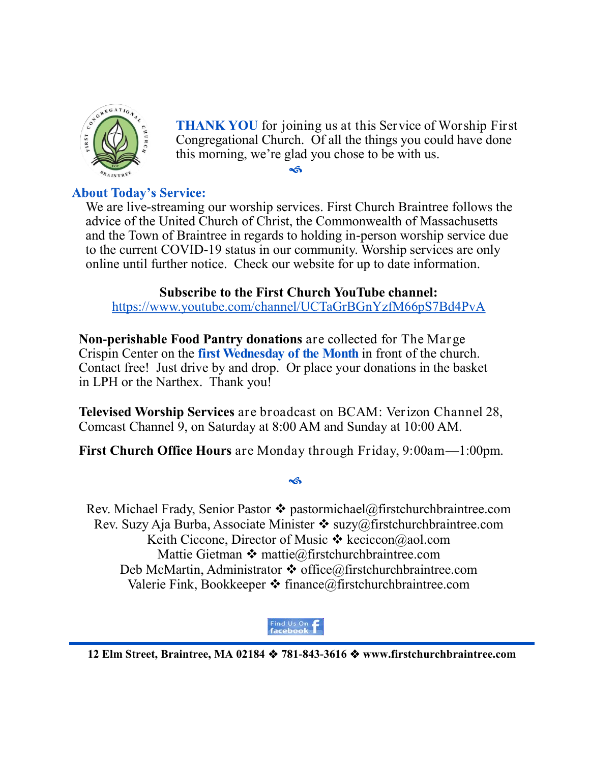**THANK YOU** for joining us at this Service of Worship First Congregational Church. Of all the things you could have done this morning, we're glad you chose to be with us.

## About Today's Service:

We are live-streaming our worship services. First Church Braintree follows the advice of the United Church of Christ, the Commonwealth of Massachusetts and the Town of Braintree in regards to holding in-person worship service due to the current COVID-19 status in our community. Worship services are only online until further notice. Check our website for up to date information.

**Subscribe to the First Church YouTube channel:**
https://www.youtube.com/channel/UCTaGrBGnYzfM66pS7Bd4PvA

**Non-perishable Food Pantry donations** are collected for The Marge Crispin Center on the **first Wednesday of the Month** in front of the church. Contact free! Just drive by and drop. Or place your donations in the basket in LPH or the Narthex. Thank you!

**Televised Worship Services** are broadcast on BCAM: Verizon Channel 28, Comcast Channel 9, on Saturday at 8:00 AM and Sunday at 10:00 AM.

**First Church Office Hours** are Monday through Friday, 9:00am—1:00pm.

Rev. Michael Frady, Senior Pastor ❖ pastormichael@firstchurchbraintree.com
Rev. Suzy Aja Burba, Associate Minister ❖ suzy@firstchurchbraintree.com
Keith Ciccone, Director of Music ❖ keciccon@aol.com
Mattie Gietman ❖ mattie@firstchurchbraintree.com
Deb McMartin, Administrator ❖ office@firstchurchbraintree.com
Valerie Fink, Bookkeeper ❖ finance@firstchurchbraintree.com

Find Us On facebook

**12 Elm Street, Braintree, MA 02184 ❖ 781-843-3616 ❖ www.firstchurchbraintree.com**